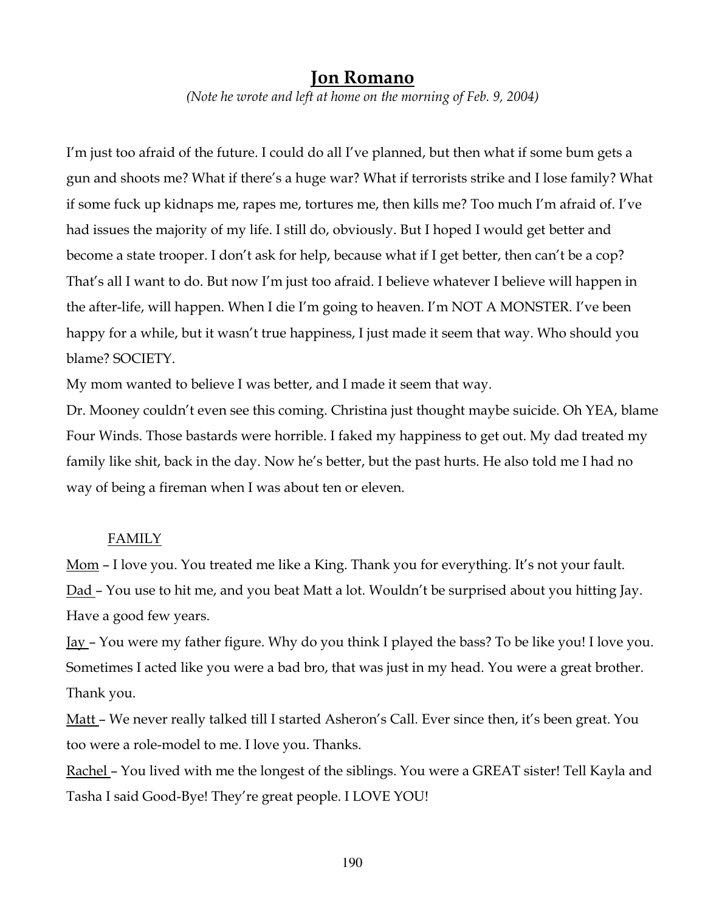# **Jon Romano**

*(Note he wrote and left at home on the morning of Feb. 9, 2004)*

I'm just too afraid of the future. I could do all I've planned, but then what if some bum gets a gun and shoots me? What if there's a huge war? What if terrorists strike and I lose family? What if some fuck up kidnaps me, rapes me, tortures me, then kills me? Too much I'm afraid of. I've had issues the majority of my life. I still do, obviously. But I hoped I would get better and become a state trooper. I don't ask for help, because what if I get better, then can't be a cop? That's all I want to do. But now I'm just too afraid. I believe whatever I believe will happen in the after-life, will happen. When I die I'm going to heaven. I'm NOT A MONSTER. I've been happy for a while, but it wasn't true happiness, I just made it seem that way. Who should you blame? SOCIETY.

My mom wanted to believe I was better, and I made it seem that way.

Dr. Mooney couldn't even see this coming. Christina just thought maybe suicide. Oh YEA, blame Four Winds. Those bastards were horrible. I faked my happiness to get out. My dad treated my family like shit, back in the day. Now he's better, but the past hurts. He also told me I had no way of being a fireman when I was about ten or eleven.

<u>FAMILY</u>

<u>Mom</u> – I love you. You treated me like a King. Thank you for everything. It's not your fault.

<u>Dad</u> – You use to hit me, and you beat Matt a lot. Wouldn't be surprised about you hitting Jay. Have a good few years.

<u>Jay</u> – You were my father figure. Why do you think I played the bass? To be like you! I love you. Sometimes I acted like you were a bad bro, that was just in my head. You were a great brother. Thank you.

<u>Matt</u> – We never really talked till I started Asheron's Call. Ever since then, it's been great. You too were a role-model to me. I love you. Thanks.

<u>Rachel</u> – You lived with me the longest of the siblings. You were a GREAT sister! Tell Kayla and Tasha I said Good-Bye! They're great people. I LOVE YOU!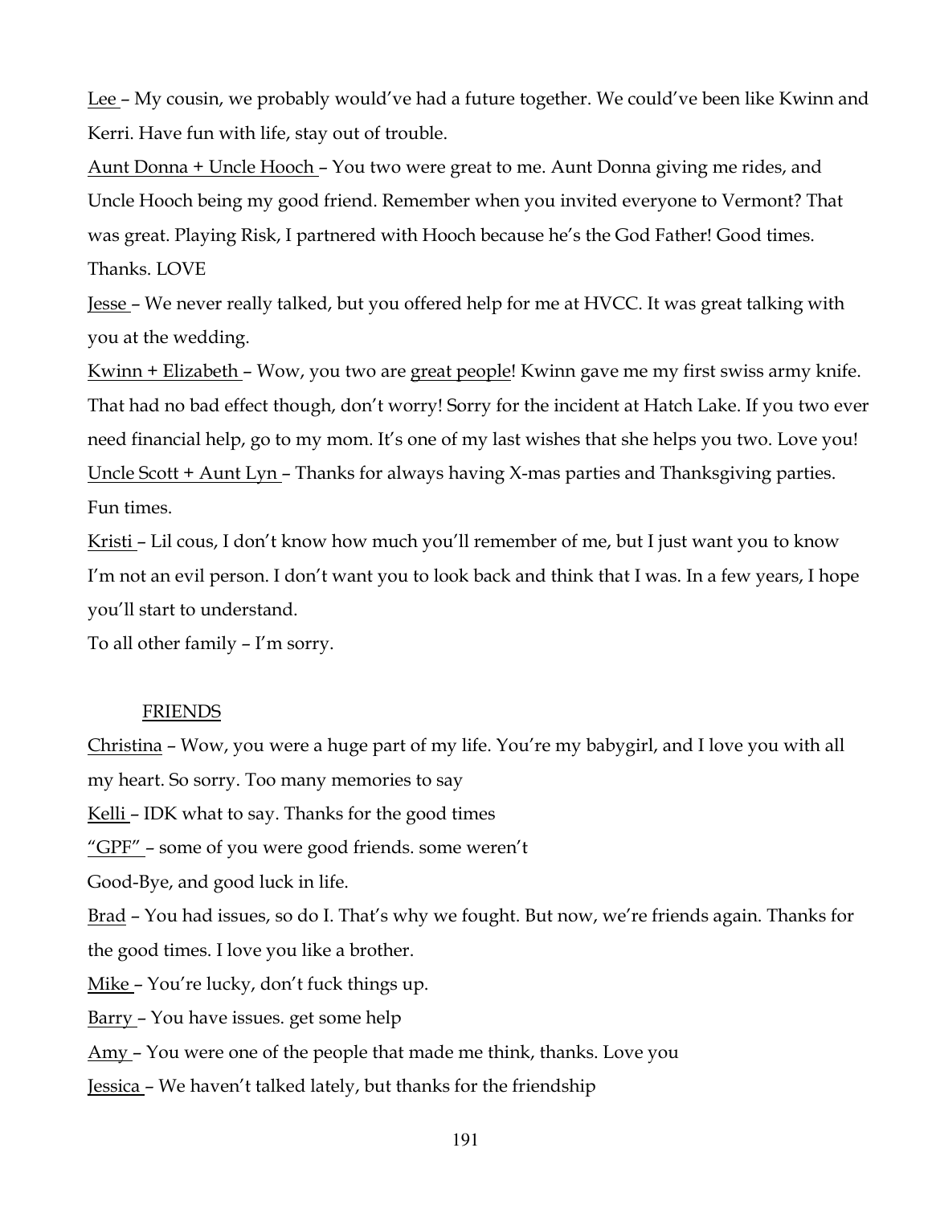Lee – My cousin, we probably would've had a future together. We could've been like Kwinn and Kerri. Have fun with life, stay out of trouble.

Aunt Donna + Uncle Hooch – You two were great to me. Aunt Donna giving me rides, and Uncle Hooch being my good friend. Remember when you invited everyone to Vermont? That was great. Playing Risk, I partnered with Hooch because he's the God Father! Good times. Thanks. LOVE

Jesse – We never really talked, but you offered help for me at HVCC. It was great talking with you at the wedding.

Kwinn + Elizabeth – Wow, you two are great people! Kwinn gave me my first swiss army knife. That had no bad effect though, don't worry! Sorry for the incident at Hatch Lake. If you two ever need financial help, go to my mom. It's one of my last wishes that she helps you two. Love you!

Uncle Scott + Aunt Lyn – Thanks for always having X-mas parties and Thanksgiving parties. Fun times.

Kristi – Lil cous, I don't know how much you'll remember of me, but I just want you to know I'm not an evil person. I don't want you to look back and think that I was. In a few years, I hope you'll start to understand.

To all other family – I'm sorry.

## FRIENDS

Christina – Wow, you were a huge part of my life. You're my babygirl, and I love you with all my heart. So sorry. Too many memories to say

Kelli – IDK what to say. Thanks for the good times

"GPF" – some of you were good friends. some weren't
Good-Bye, and good luck in life.

Brad – You had issues, so do I. That's why we fought. But now, we're friends again. Thanks for the good times. I love you like a brother.

Mike – You're lucky, don't fuck things up.

Barry – You have issues. get some help

Amy – You were one of the people that made me think, thanks. Love you

Jessica – We haven't talked lately, but thanks for the friendship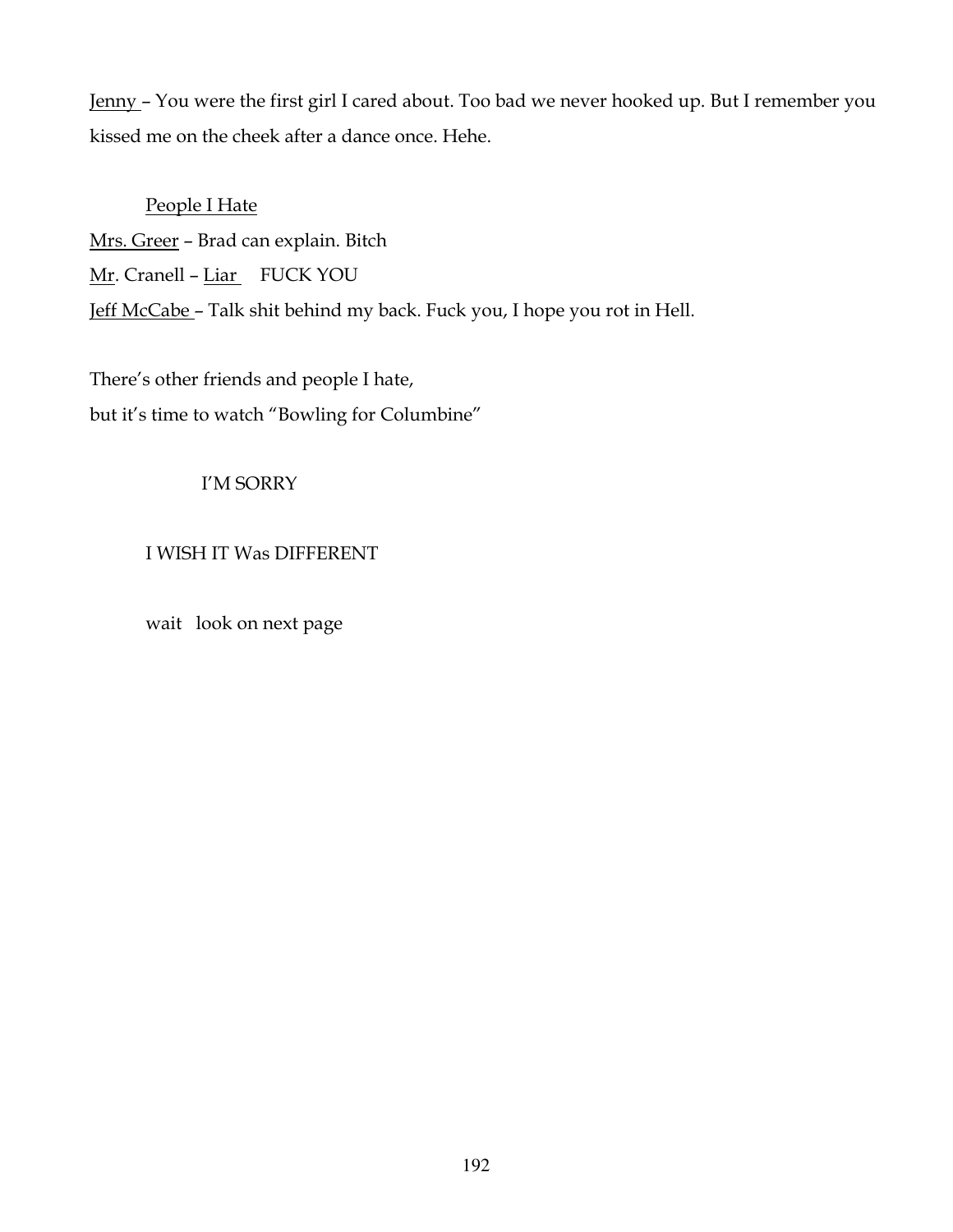Jenny – You were the first girl I cared about. Too bad we never hooked up. But I remember you kissed me on the cheek after a dance once. Hehe.

People I Hate

Mrs. Greer – Brad can explain. Bitch

Mr. Cranell – Liar   FUCK YOU

Jeff McCabe – Talk shit behind my back. Fuck you, I hope you rot in Hell.

There's other friends and people I hate,
but it's time to watch "Bowling for Columbine"

I'M SORRY

I WISH IT Was DIFFERENT

wait   look on next page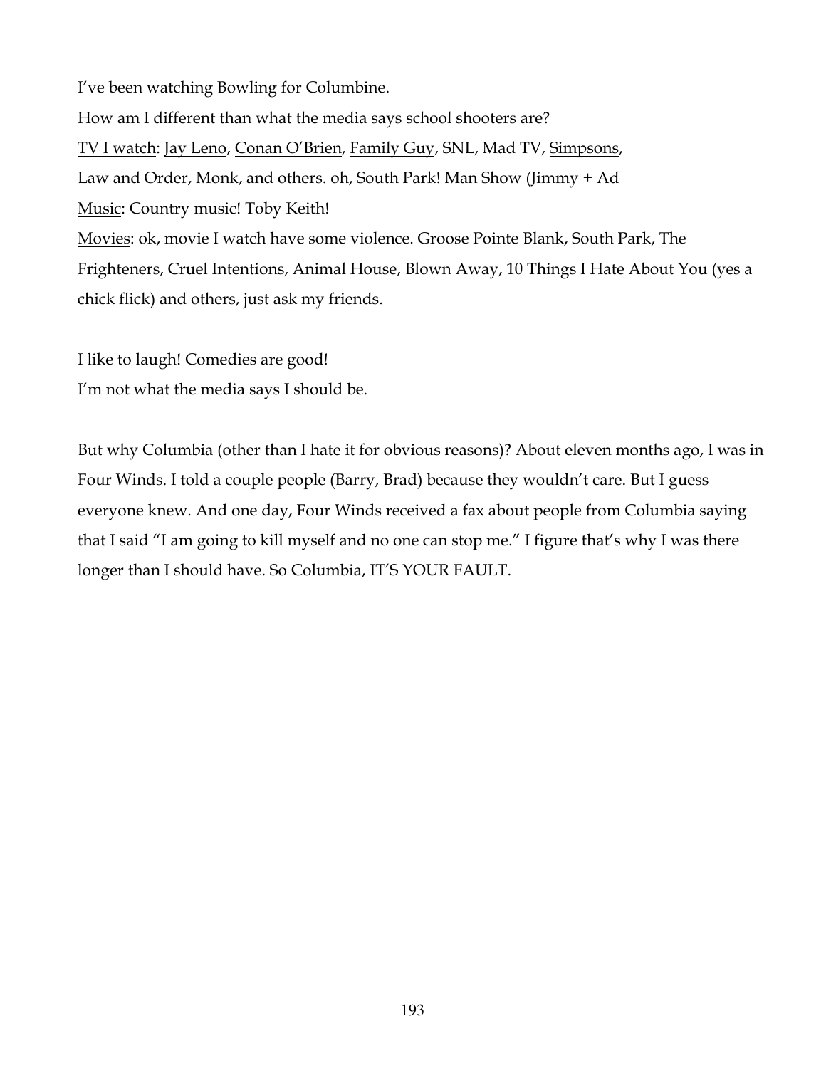I've been watching Bowling for Columbine.

How am I different than what the media says school shooters are?

<u>TV I watch</u>: <u>Jay Leno</u>, <u>Conan O'Brien</u>, <u>Family Guy</u>, SNL, Mad TV, <u>Simpsons</u>, Law and Order, Monk, and others. oh, South Park! Man Show (Jimmy + Ad

<u>Music</u>: Country music! Toby Keith!

<u>Movies</u>: ok, movie I watch have some violence. Groose Pointe Blank, South Park, The Frighteners, Cruel Intentions, Animal House, Blown Away, 10 Things I Hate About You (yes a chick flick) and others, just ask my friends.

I like to laugh! Comedies are good!

I'm not what the media says I should be.

But why Columbia (other than I hate it for obvious reasons)? About eleven months ago, I was in Four Winds. I told a couple people (Barry, Brad) because they wouldn't care. But I guess everyone knew. And one day, Four Winds received a fax about people from Columbia saying that I said "I am going to kill myself and no one can stop me." I figure that's why I was there longer than I should have. So Columbia, IT'S YOUR FAULT.